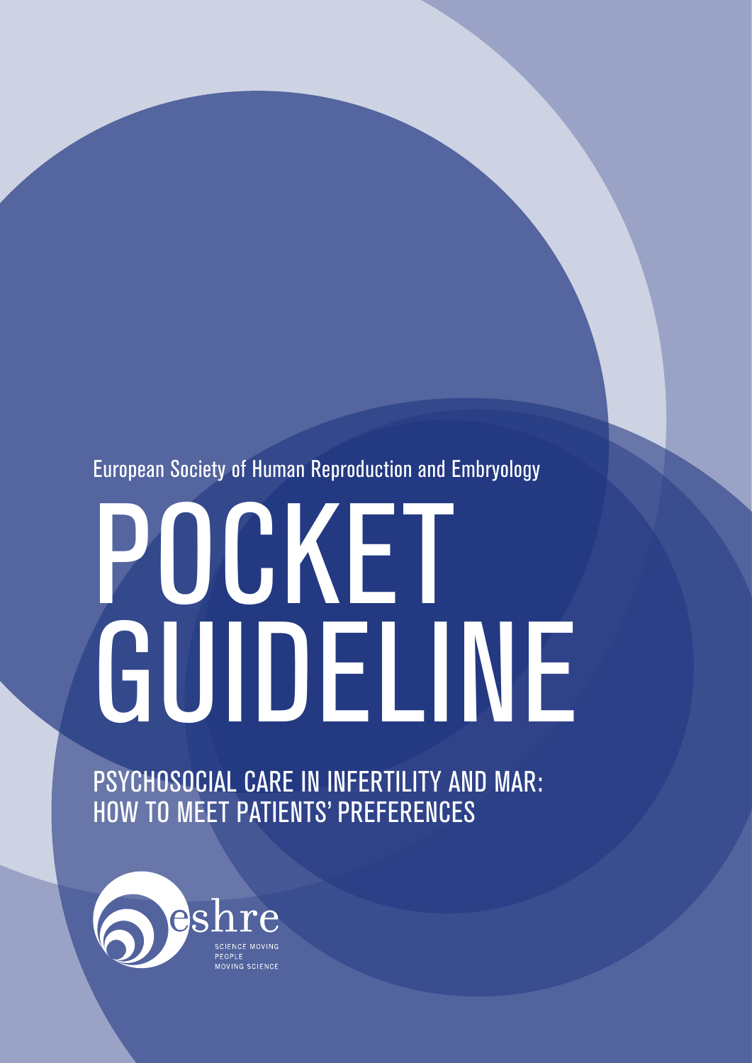European Society of Human Reproduction and Embryology

# POCKET GUIDELINE

## PSYCHOSOCIAL CARE IN INFERTILITY AND MAR: HOW TO MEET PATIENTS' PREFERENCES

eshre

SCIENCE MOVING PEOPLE MOVING SCIENCE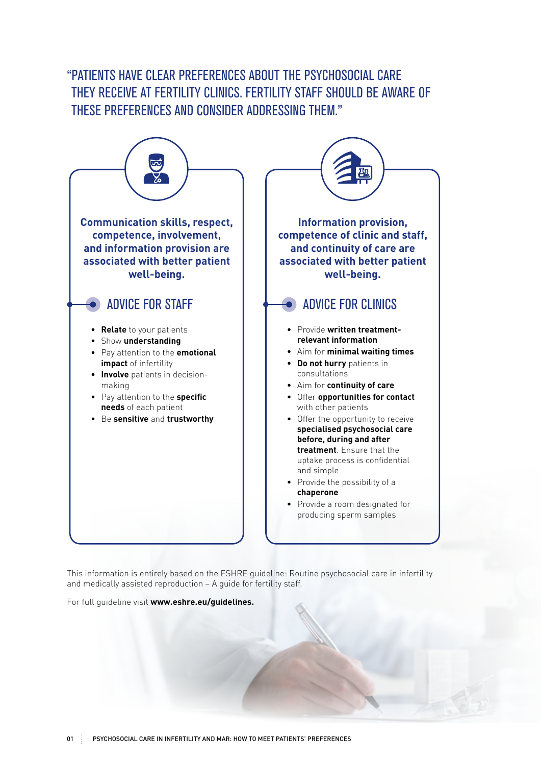# "PATIENTS HAVE CLEAR PREFERENCES ABOUT THE PSYCHOSOCIAL CARE THEY RECEIVE AT FERTILITY CLINICS. FERTILITY STAFF SHOULD BE AWARE OF THESE PREFERENCES AND CONSIDER ADDRESSING THEM."

**Communication skills, respect, competence, involvement, and information provision are associated with better patient well-being.**

## ADVICE FOR STAFF

- **Relate** to your patients
- Show **understanding**
- Pay attention to the **emotional impact** of infertility
- **Involve** patients in decision-making
- Pay attention to the **specific needs** of each patient
- Be **sensitive** and **trustworthy**

**Information provision, competence of clinic and staff, and continuity of care are associated with better patient well-being.**

## ADVICE FOR CLINICS

- Provide **written treatment-relevant information**
- Aim for **minimal waiting times**
- **Do not hurry** patients in consultations
- Aim for **continuity of care**
- Offer **opportunities for contact** with other patients
- Offer the opportunity to receive **specialised psychosocial care before, during and after treatment**. Ensure that the uptake process is confidential and simple
- Provide the possibility of a **chaperone**
- Provide a room designated for producing sperm samples

This information is entirely based on the ESHRE guideline: Routine psychosocial care in infertility and medically assisted reproduction – A guide for fertility staff.

For full guideline visit **www.eshre.eu/guidelines.**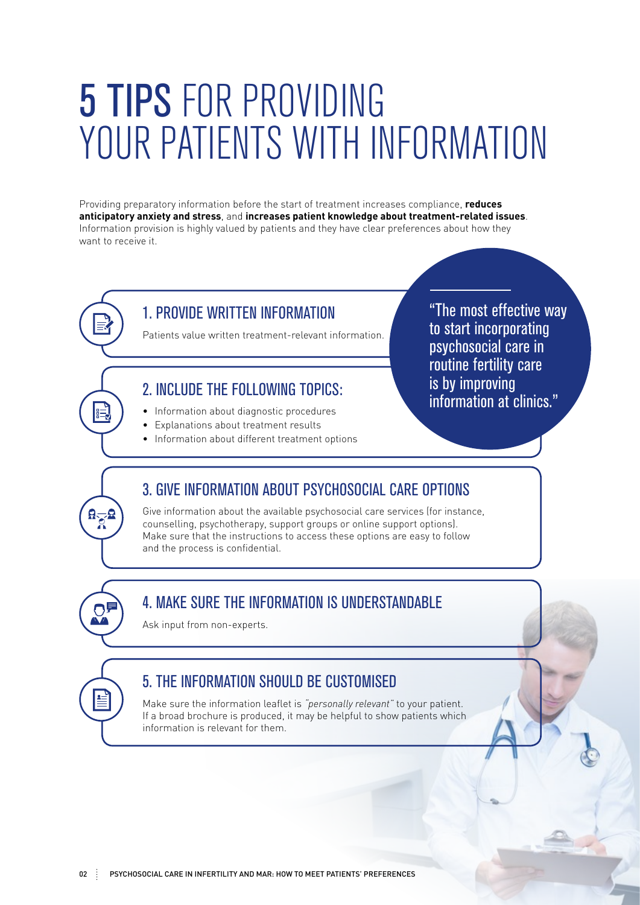# 5 TIPS FOR PROVIDING YOUR PATIENTS WITH INFORMATION

Providing preparatory information before the start of treatment increases compliance, **reduces anticipatory anxiety and stress**, and **increases patient knowledge about treatment-related issues**. Information provision is highly valued by patients and they have clear preferences about how they want to receive it.

"The most effective way to start incorporating psychosocial care in routine fertility care is by improving information at clinics."

## 1. PROVIDE WRITTEN INFORMATION

Patients value written treatment-relevant information.

## 2. INCLUDE THE FOLLOWING TOPICS:

- Information about diagnostic procedures
- Explanations about treatment results
- Information about different treatment options

## 3. GIVE INFORMATION ABOUT PSYCHOSOCIAL CARE OPTIONS

Give information about the available psychosocial care services (for instance, counselling, psychotherapy, support groups or online support options). Make sure that the instructions to access these options are easy to follow and the process is confidential.

## 4. MAKE SURE THE INFORMATION IS UNDERSTANDABLE

Ask input from non-experts.

## 5. THE INFORMATION SHOULD BE CUSTOMISED

Make sure the information leaflet is *"personally relevant"* to your patient. If a broad brochure is produced, it may be helpful to show patients which information is relevant for them.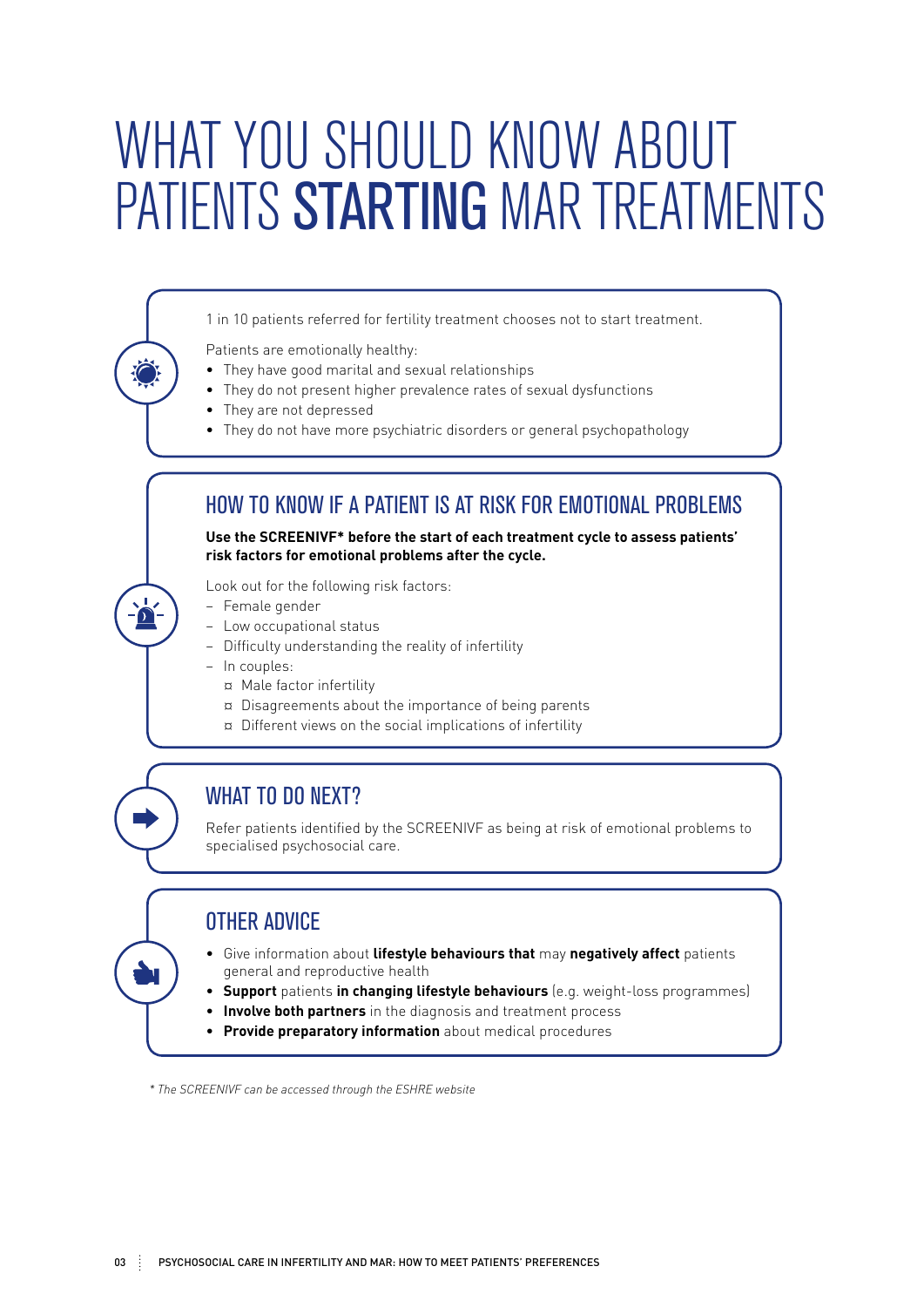# WHAT YOU SHOULD KNOW ABOUT PATIENTS **STARTING** MAR TREATMENTS

1 in 10 patients referred for fertility treatment chooses not to start treatment.

Patients are emotionally healthy:

- They have good marital and sexual relationships
- They do not present higher prevalence rates of sexual dysfunctions
- They are not depressed
- They do not have more psychiatric disorders or general psychopathology

## HOW TO KNOW IF A PATIENT IS AT RISK FOR EMOTIONAL PROBLEMS

**Use the SCREENIVF* before the start of each treatment cycle to assess patients' risk factors for emotional problems after the cycle.**

Look out for the following risk factors:

- Female gender
- Low occupational status
- Difficulty understanding the reality of infertility
- In couples:
  - Male factor infertility
  - Disagreements about the importance of being parents
  - Different views on the social implications of infertility

## WHAT TO DO NEXT?

Refer patients identified by the SCREENIVF as being at risk of emotional problems to specialised psychosocial care.

## OTHER ADVICE

- Give information about **lifestyle behaviours that** may **negatively affect** patients general and reproductive health
- **Support** patients **in changing lifestyle behaviours** (e.g. weight-loss programmes)
- **Involve both partners** in the diagnosis and treatment process
- **Provide preparatory information** about medical procedures

*\* The SCREENIVF can be accessed through the ESHRE website*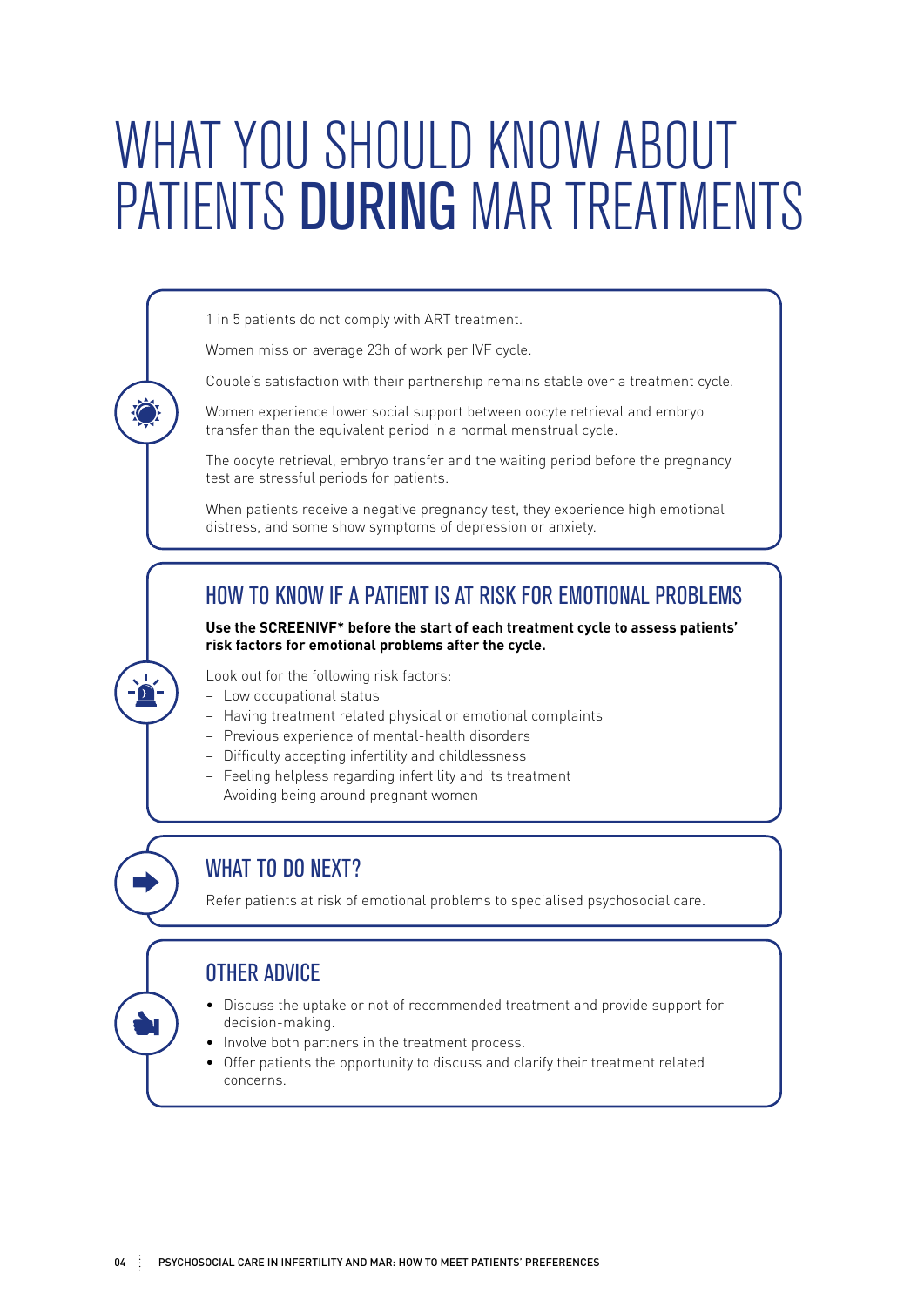# WHAT YOU SHOULD KNOW ABOUT PATIENTS **DURING** MAR TREATMENTS

1 in 5 patients do not comply with ART treatment.

Women miss on average 23h of work per IVF cycle.

Couple's satisfaction with their partnership remains stable over a treatment cycle.

Women experience lower social support between oocyte retrieval and embryo transfer than the equivalent period in a normal menstrual cycle.

The oocyte retrieval, embryo transfer and the waiting period before the pregnancy test are stressful periods for patients.

When patients receive a negative pregnancy test, they experience high emotional distress, and some show symptoms of depression or anxiety.

## HOW TO KNOW IF A PATIENT IS AT RISK FOR EMOTIONAL PROBLEMS

**Use the SCREENIVF* before the start of each treatment cycle to assess patients' risk factors for emotional problems after the cycle.**

Look out for the following risk factors:

- Low occupational status
- Having treatment related physical or emotional complaints
- Previous experience of mental-health disorders
- Difficulty accepting infertility and childlessness
- Feeling helpless regarding infertility and its treatment
- Avoiding being around pregnant women

## WHAT TO DO NEXT?

Refer patients at risk of emotional problems to specialised psychosocial care.

## OTHER ADVICE

- Discuss the uptake or not of recommended treatment and provide support for decision-making.
- Involve both partners in the treatment process.
- Offer patients the opportunity to discuss and clarify their treatment related concerns.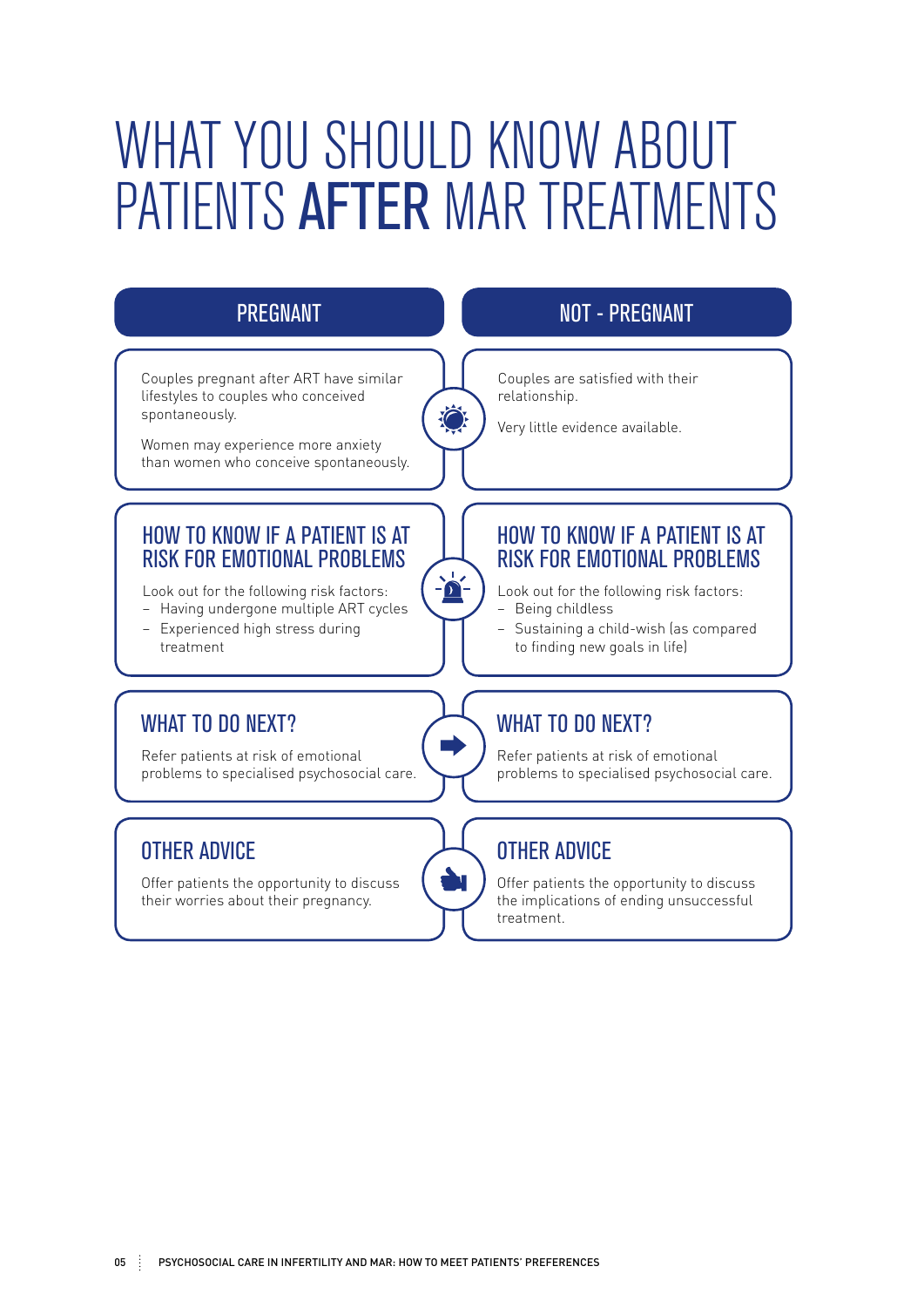# WHAT YOU SHOULD KNOW ABOUT PATIENTS **AFTER** MAR TREATMENTS

## PREGNANT

Couples pregnant after ART have similar lifestyles to couples who conceived spontaneously.

Women may experience more anxiety than women who conceive spontaneously.

### HOW TO KNOW IF A PATIENT IS AT RISK FOR EMOTIONAL PROBLEMS

Look out for the following risk factors:

- Having undergone multiple ART cycles
- Experienced high stress during treatment

### WHAT TO DO NEXT?

Refer patients at risk of emotional problems to specialised psychosocial care.

### OTHER ADVICE

Offer patients the opportunity to discuss their worries about their pregnancy.

## NOT - PREGNANT

Couples are satisfied with their relationship.

Very little evidence available.

### HOW TO KNOW IF A PATIENT IS AT RISK FOR EMOTIONAL PROBLEMS

Look out for the following risk factors:

- Being childless
- Sustaining a child-wish (as compared to finding new goals in life)

### WHAT TO DO NEXT?

Refer patients at risk of emotional problems to specialised psychosocial care.

### OTHER ADVICE

Offer patients the opportunity to discuss the implications of ending unsuccessful treatment.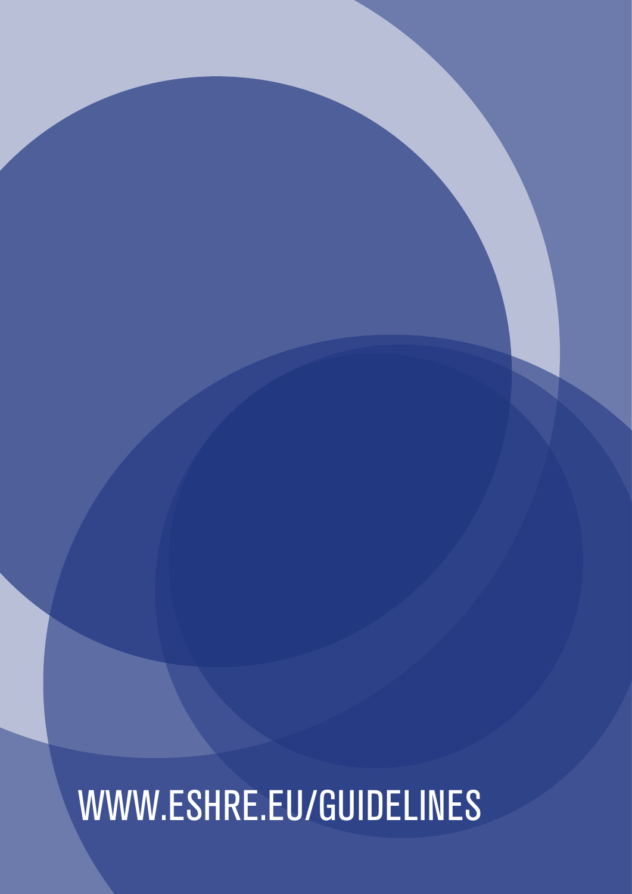WWW.ESHRE.EU/GUIDELINES